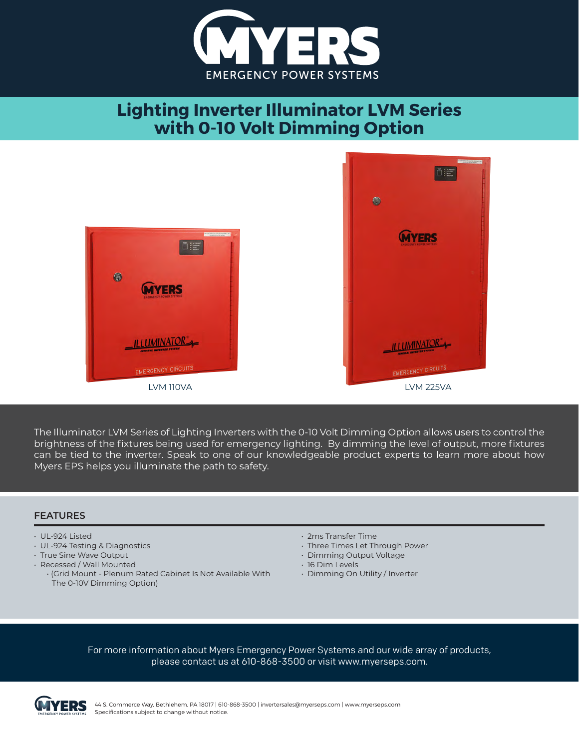# Lighting Inverter Illuminator LVM Series with 0-10 Volt Dimming Option

LVM 110VA

LVM 225VA

The Illuminator LVM Series of Lighting Inverters with the 0-10 Volt Dimming Option allows users to control the brightness of the fixtures being used for emergency lighting. By dimming the level of output, more fixtures can be tied to the inverter. Speak to one of our knowledgeable product experts to learn more about how Myers EPS helps you illuminate the path to safety.

## FEATURES

- UL-924 Listed
- UL-924 Testing & Diagnostics
- True Sine Wave Output
- Recessed / Wall Mounted
  - (Grid Mount - Plenum Rated Cabinet Is Not Available With The 0-10V Dimming Option)
- 2ms Transfer Time
- Three Times Let Through Power
- Dimming Output Voltage
- 16 Dim Levels
- Dimming On Utility / Inverter

For more information about Myers Emergency Power Systems and our wide array of products, please contact us at 610-868-3500 or visit www.myerseps.com.

44 S. Commerce Way, Bethlehem, PA 18017 | 610-868-3500 | invertersales@myerseps.com | www.myerseps.com
Specifications subject to change without notice.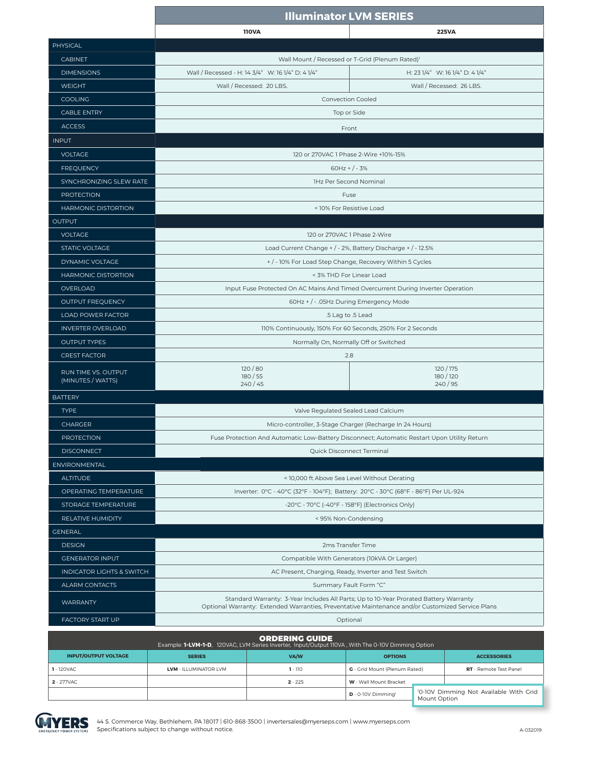| | Illuminator LVM SERIES | |
|---|---|---|
| | 110VA | 225VA |
| **PHYSICAL** | | |
| CABINET | Wall Mount / Recessed or T-Grid (Plenum Rated)[1] | |
| DIMENSIONS | Wall / Recessed - H: 14 3/4" W: 16 1/4" D: 4 1/4" | H: 23 1/4" W: 16 1/4" D: 4 1/4" |
| WEIGHT | Wall / Recessed: 20 LBS. | Wall / Recessed: 26 LBS. |
| COOLING | Convection Cooled | |
| CABLE ENTRY | Top or Side | |
| ACCESS | Front | |
| **INPUT** | | |
| VOLTAGE | 120 or 270VAC 1 Phase 2-Wire +10%-15% | |
| FREQUENCY | 60Hz + / - 3% | |
| SYNCHRONIZING SLEW RATE | 1Hz Per Second Nominal | |
| PROTECTION | Fuse | |
| HARMONIC DISTORTION | < 10% For Resistive Load | |
| **OUTPUT** | | |
| VOLTAGE | 120 or 270VAC 1 Phase 2-Wire | |
| STATIC VOLTAGE | Load Current Change + / - 2%, Battery Discharge + / - 12.5% | |
| DYNAMIC VOLTAGE | + / - 10% For Load Step Change, Recovery Within 5 Cycles | |
| HARMONIC DISTORTION | < 3% THD For Linear Load | |
| OVERLOAD | Input Fuse Protected On AC Mains And Timed Overcurrent During Inverter Operation | |
| OUTPUT FREQUENCY | 60Hz + / - .05Hz During Emergency Mode | |
| LOAD POWER FACTOR | .5 Lag to .5 Lead | |
| INVERTER OVERLOAD | 110% Continuously, 150% For 60 Seconds, 250% For 2 Seconds | |
| OUTPUT TYPES | Normally On, Normally Off or Switched | |
| CREST FACTOR | 2.8 | |
| RUN TIME VS. OUTPUT (MINUTES / WATTS) | 120 / 80<br>180 / 55<br>240 / 45 | 120 / 175<br>180 / 120<br>240 / 95 |
| **BATTERY** | | |
| TYPE | Valve Regulated Sealed Lead Calcium | |
| CHARGER | Micro-controller, 3-Stage Charger (Recharge In 24 Hours) | |
| PROTECTION | Fuse Protection And Automatic Low-Battery Disconnect; Automatic Restart Upon Utility Return | |
| DISCONNECT | Quick Disconnect Terminal | |
| **ENVIRONMENTAL** | | |
| ALTITUDE | < 10,000 ft Above Sea Level Without Derating | |
| OPERATING TEMPERATURE | Inverter: 0°C - 40°C (32°F - 104°F); Battery: 20°C - 30°C (68°F - 86°F) Per UL-924 | |
| STORAGE TEMPERATURE | -20°C - 70°C (-40°F - 158°F) (Electronics Only) | |
| RELATIVE HUMIDITY | < 95% Non-Condensing | |
| **GENERAL** | | |
| DESIGN | 2ms Transfer Time | |
| GENERATOR INPUT | Compatible With Generators (10kVA Or Larger) | |
| INDICATOR LIGHTS & SWITCH | AC Present, Charging, Ready, Inverter and Test Switch | |
| ALARM CONTACTS | Summary Fault Form "C" | |
| WARRANTY | Standard Warranty: 3-Year Includes All Parts; Up to 10-Year Prorated Battery Warranty<br>Optional Warranty: Extended Warranties, Preventative Maintenance and/or Customized Service Plans | |
| FACTORY START UP | Optional | |

## ORDERING GUIDE

Example: **1-LVM-1-D**, 120VAC, LVM Series Inverter, Input/Output 110VA , With The 0-10V Dimming Option

| INPUT/OUTPUT VOLTAGE | SERIES | VA/W | OPTIONS | ACCESSORIES |
|---|---|---|---|---|
| **1** - 120VAC | **LVM** - ILLUMINATOR LVM | **1** - 110 | **G** - Grid Mount (Plenum Rated) | **RT** - Remote Test Panel |
| **2** - 277VAC | | **2** - 225 | **W** - Wall Mount Bracket | |
| | | | **D** - 0-10V Dimming[1] | |

[1]0-10V Dimming Not Available With Grid Mount Option

MYERS EMERGENCY POWER SYSTEMS

44 S. Commerce Way, Bethlehem, PA 18017 | 610-868-3500 | invertersales@myerseps.com | www.myerseps.com
Specifications subject to change without notice.

A-032019